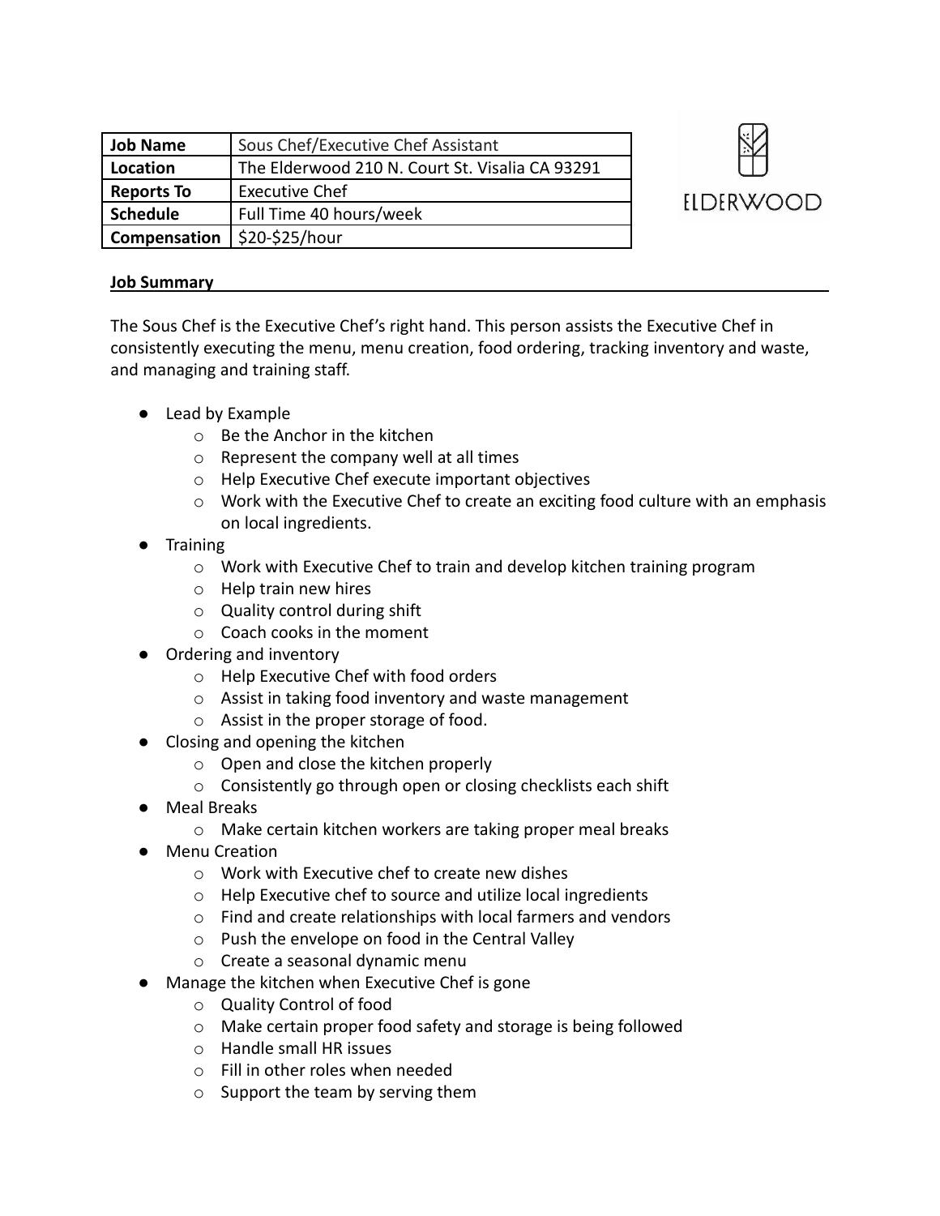| Job Name | Sous Chef/Executive Chef Assistant |
| --- | --- |
| Location | The Elderwood 210 N. Court St. Visalia CA 93291 |
| Reports To | Executive Chef |
| Schedule | Full Time 40 hours/week |
| Compensation | $20-$25/hour |

ELDERWOOD

**Job Summary**

The Sous Chef is the Executive Chef's right hand. This person assists the Executive Chef in consistently executing the menu, menu creation, food ordering, tracking inventory and waste, and managing and training staff.

- Lead by Example
  - Be the Anchor in the kitchen
  - Represent the company well at all times
  - Help Executive Chef execute important objectives
  - Work with the Executive Chef to create an exciting food culture with an emphasis on local ingredients.
- Training
  - Work with Executive Chef to train and develop kitchen training program
  - Help train new hires
  - Quality control during shift
  - Coach cooks in the moment
- Ordering and inventory
  - Help Executive Chef with food orders
  - Assist in taking food inventory and waste management
  - Assist in the proper storage of food.
- Closing and opening the kitchen
  - Open and close the kitchen properly
  - Consistently go through open or closing checklists each shift
- Meal Breaks
  - Make certain kitchen workers are taking proper meal breaks
- Menu Creation
  - Work with Executive chef to create new dishes
  - Help Executive chef to source and utilize local ingredients
  - Find and create relationships with local farmers and vendors
  - Push the envelope on food in the Central Valley
  - Create a seasonal dynamic menu
- Manage the kitchen when Executive Chef is gone
  - Quality Control of food
  - Make certain proper food safety and storage is being followed
  - Handle small HR issues
  - Fill in other roles when needed
  - Support the team by serving them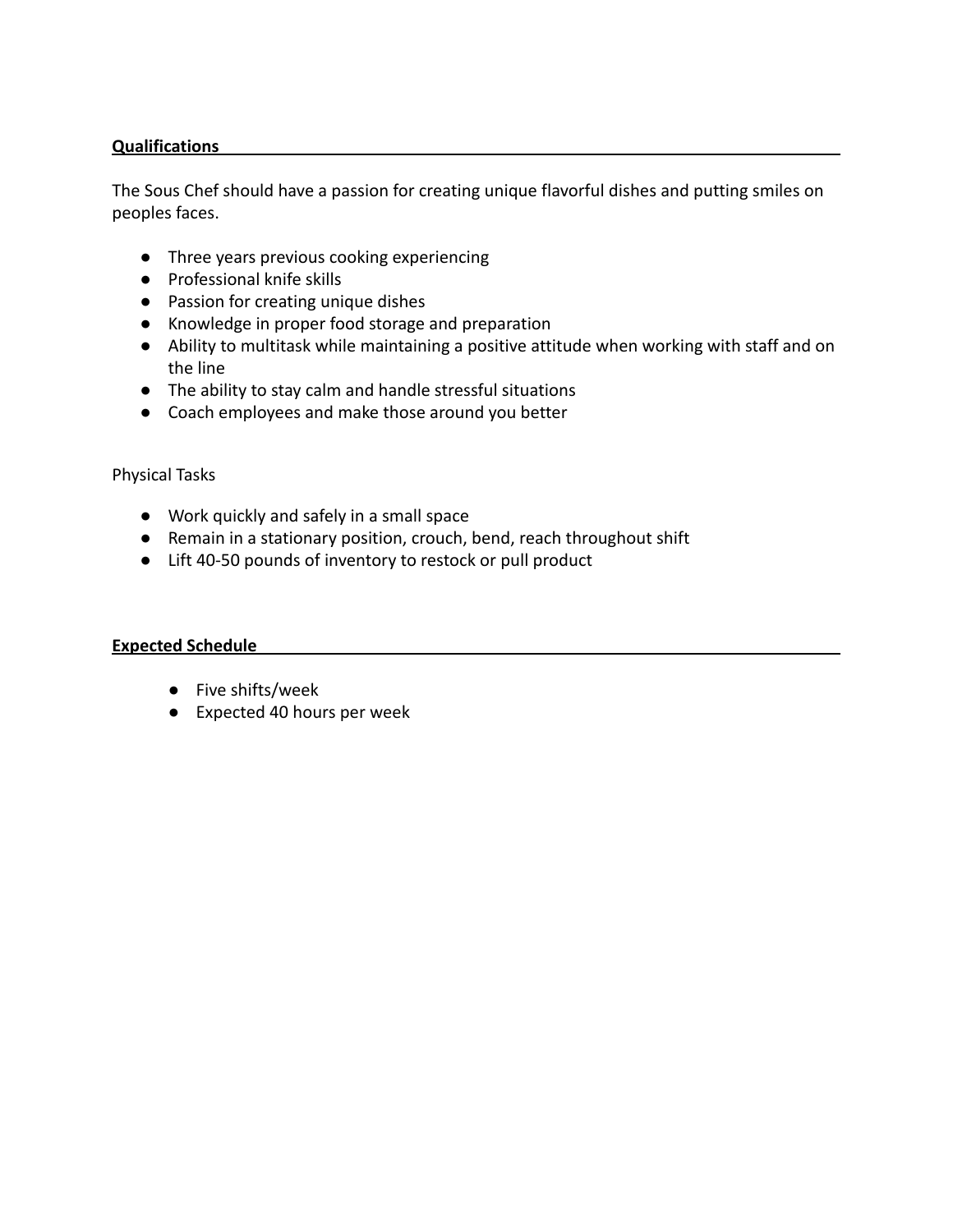**Qualifications**

The Sous Chef should have a passion for creating unique flavorful dishes and putting smiles on peoples faces.

- Three years previous cooking experiencing
- Professional knife skills
- Passion for creating unique dishes
- Knowledge in proper food storage and preparation
- Ability to multitask while maintaining a positive attitude when working with staff and on the line
- The ability to stay calm and handle stressful situations
- Coach employees and make those around you better

Physical Tasks

- Work quickly and safely in a small space
- Remain in a stationary position, crouch, bend, reach throughout shift
- Lift 40-50 pounds of inventory to restock or pull product

**Expected Schedule**

- Five shifts/week
- Expected 40 hours per week